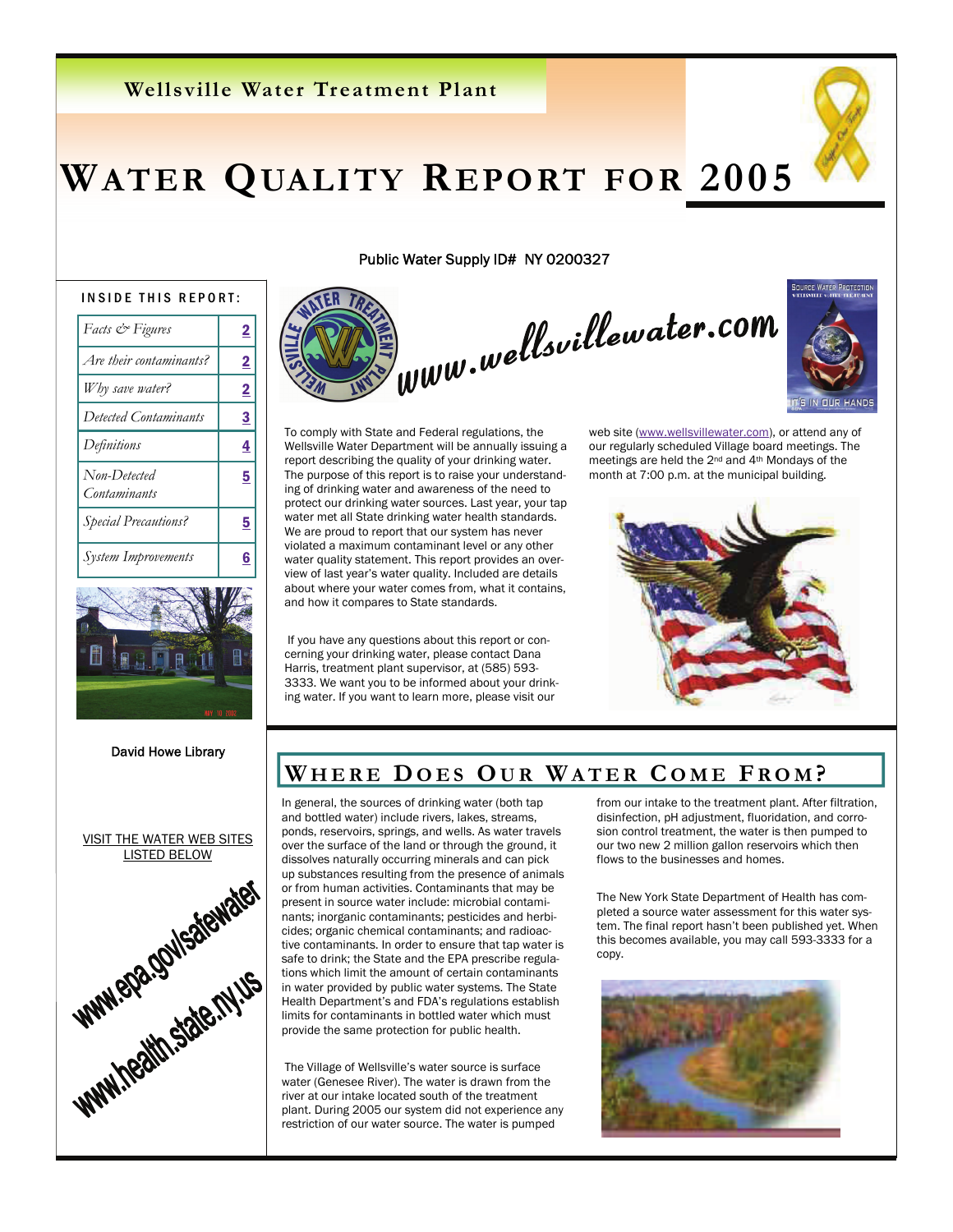Wellsville Water Treatment Plant

# WATER QUALITY REPORT FOR 2005

Public Water Supply ID# NY 0200327

**INSIDE THIS REPORT:**

| | |
|---|---|
| *Facts & Figures* | 2 |
| *Are their contaminants?* | 2 |
| *Why save water?* | 2 |
| *Detected Contaminants* | 3 |
| *Definitions* | 4 |
| *Non-Detected Contaminants* | 5 |
| *Special Precautions?* | 5 |
| *System Improvements* | 6 |

David Howe Library

VISIT THE WATER WEB SITES LISTED BELOW

www.epa.gov/safewater

www.health.state.ny.us

www.wellsvillewater.com

To comply with State and Federal regulations, the Wellsville Water Department will be annually issuing a report describing the quality of your drinking water. The purpose of this report is to raise your understanding of drinking water and awareness of the need to protect our drinking water sources. Last year, your tap water met all State drinking water health standards. We are proud to report that our system has never violated a maximum contaminant level or any other water quality statement. This report provides an overview of last year's water quality. Included are details about where your water comes from, what it contains, and how it compares to State standards.

If you have any questions about this report or concerning your drinking water, please contact Dana Harris, treatment plant supervisor, at (585) 593-3333. We want you to be informed about your drinking water. If you want to learn more, please visit our web site (www.wellsvillewater.com), or attend any of our regularly scheduled Village board meetings. The meetings are held the 2nd and 4th Mondays of the month at 7:00 p.m. at the municipal building.

## WHERE DOES OUR WATER COME FROM?

In general, the sources of drinking water (both tap and bottled water) include rivers, lakes, streams, ponds, reservoirs, springs, and wells. As water travels over the surface of the land or through the ground, it dissolves naturally occurring minerals and can pick up substances resulting from the presence of animals or from human activities. Contaminants that may be present in source water include: microbial contaminants; inorganic contaminants; pesticides and herbicides; organic chemical contaminants; and radioactive contaminants. In order to ensure that tap water is safe to drink; the State and the EPA prescribe regulations which limit the amount of certain contaminants in water provided by public water systems. The State Health Department's and FDA's regulations establish limits for contaminants in bottled water which must provide the same protection for public health.

The Village of Wellsville's water source is surface water (Genesee River). The water is drawn from the river at our intake located south of the treatment plant. During 2005 our system did not experience any restriction of our water source. The water is pumped from our intake to the treatment plant. After filtration, disinfection, pH adjustment, fluoridation, and corrosion control treatment, the water is then pumped to our two new 2 million gallon reservoirs which then flows to the businesses and homes.

The New York State Department of Health has completed a source water assessment for this water system. The final report hasn't been published yet. When this becomes available, you may call 593-3333 for a copy.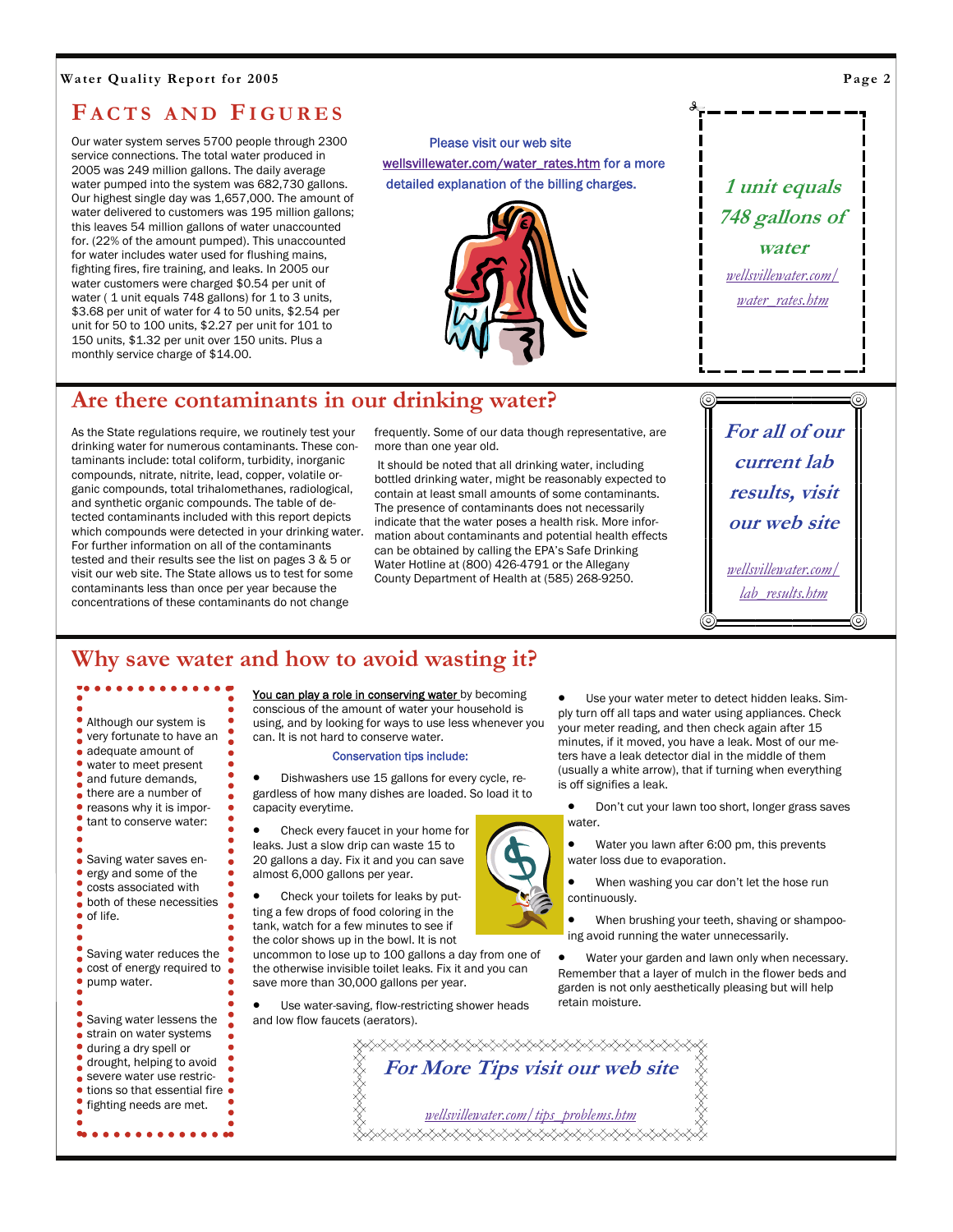## FACTS AND FIGURES

Our water system serves 5700 people through 2300 service connections. The total water produced in 2005 was 249 million gallons. The daily average water pumped into the system was 682,730 gallons. Our highest single day was 1,657,000. The amount of water delivered to customers was 195 million gallons; this leaves 54 million gallons of water unaccounted for. (22% of the amount pumped). This unaccounted for water includes water used for flushing mains, fighting fires, fire training, and leaks. In 2005 our water customers were charged $0.54 per unit of water ( 1 unit equals 748 gallons) for 1 to 3 units, $3.68 per unit of water for 4 to 50 units, $2.54 per unit for 50 to 100 units, $2.27 per unit for 101 to 150 units, $1.32 per unit over 150 units. Plus a monthly service charge of $14.00.

Please visit our web site wellsvillewater.com/water_rates.htm for a more detailed explanation of the billing charges.

***1 unit equals 748 gallons of water***

*wellsvillewater.com/water_rates.htm*

## Are there contaminants in our drinking water?

As the State regulations require, we routinely test your drinking water for numerous contaminants. These contaminants include: total coliform, turbidity, inorganic compounds, nitrate, nitrite, lead, copper, volatile organic compounds, total trihalomethanes, radiological, and synthetic organic compounds. The table of detected contaminants included with this report depicts which compounds were detected in your drinking water. For further information on all of the contaminants tested and their results see the list on pages 3 & 5 or visit our web site. The State allows us to test for some contaminants less than once per year because the concentrations of these contaminants do not change frequently. Some of our data though representative, are more than one year old.

It should be noted that all drinking water, including bottled drinking water, might be reasonably expected to contain at least small amounts of some contaminants. The presence of contaminants does not necessarily indicate that the water poses a health risk. More information about contaminants and potential health effects can be obtained by calling the EPA's Safe Drinking Water Hotline at (800) 426-4791 or the Allegany County Department of Health at (585) 268-9250.

***For all of our current lab results, visit our web site***

*wellsvillewater.com/lab_results.htm*

## Why save water and how to avoid wasting it?

Although our system is very fortunate to have an adequate amount of water to meet present and future demands, there are a number of reasons why it is important to conserve water:

Saving water saves energy and some of the costs associated with both of these necessities of life.

Saving water reduces the cost of energy required to pump water.

Saving water lessens the strain on water systems during a dry spell or drought, helping to avoid severe water use restrictions so that essential fire fighting needs are met.

<u>You can play a role in conserving water</u> by becoming conscious of the amount of water your household is using, and by looking for ways to use less whenever you can. It is not hard to conserve water.

Conservation tips include:

- Dishwashers use 15 gallons for every cycle, regardless of how many dishes are loaded. So load it to capacity everytime.
- Check every faucet in your home for leaks. Just a slow drip can waste 15 to 20 gallons a day. Fix it and you can save almost 6,000 gallons per year.
- Check your toilets for leaks by putting a few drops of food coloring in the tank, watch for a few minutes to see if the color shows up in the bowl. It is not uncommon to lose up to 100 gallons a day from one of the otherwise invisible toilet leaks. Fix it and you can save more than 30,000 gallons per year.
- Use water-saving, flow-restricting shower heads and low flow faucets (aerators).
- Use your water meter to detect hidden leaks. Simply turn off all taps and water using appliances. Check your meter reading, and then check again after 15 minutes, if it moved, you have a leak. Most of our meters have a leak detector dial in the middle of them (usually a white arrow), that if turning when everything is off signifies a leak.
- Don't cut your lawn too short, longer grass saves water.
- Water you lawn after 6:00 pm, this prevents water loss due to evaporation.
- When washing you car don't let the hose run continuously.
- When brushing your teeth, shaving or shampooing avoid running the water unnecessarily.
- Water your garden and lawn only when necessary. Remember that a layer of mulch in the flower beds and garden is not only aesthetically pleasing but will help retain moisture.

***For More Tips visit our web site***

*wellsvillewater.com/tips_problems.htm*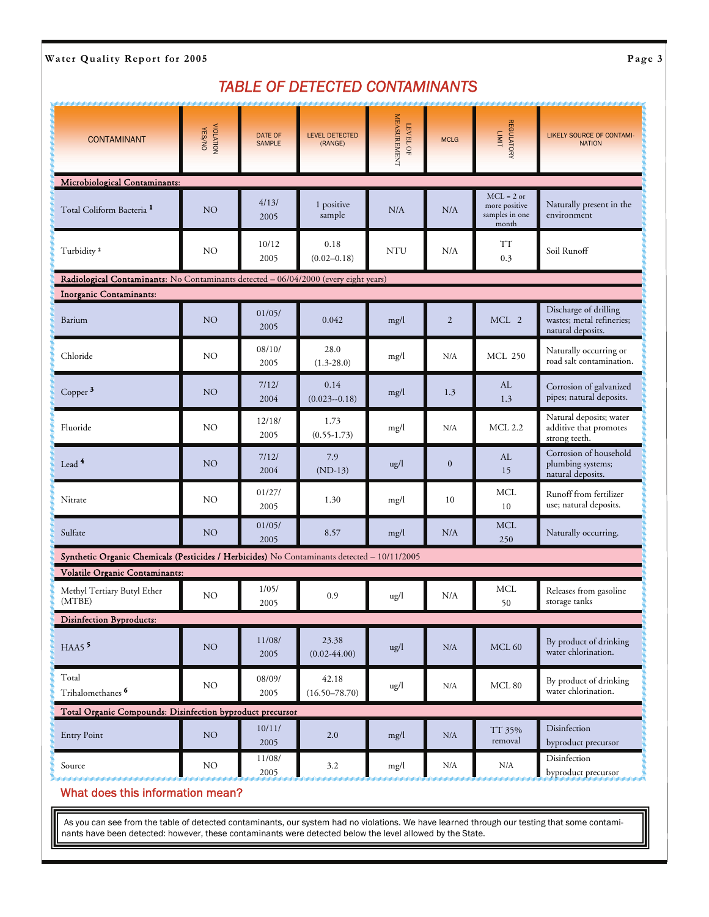## TABLE OF DETECTED CONTAMINANTS

| CONTAMINANT | VIOLATION YES/NO | DATE OF SAMPLE | LEVEL DETECTED (RANGE) | LEVEL OF MEASUREMENT | MCLG | REGULATORY LIMIT | LIKELY SOURCE OF CONTAMINATION |
|---|---|---|---|---|---|---|---|
| **Microbiological Contaminants:** | | | | | | | |
| Total Coliform Bacteria [1] | NO | 4/13/ 2005 | 1 positive sample | N/A | N/A | MCL = 2 or more positive samples in one month | Naturally present in the environment |
| Turbidity [2] | NO | 10/12 2005 | 0.18 (0.02–0.18) | NTU | N/A | TT 0.3 | Soil Runoff |
| **Radiological Contaminants:** No Contaminants detected – 06/04/2000 (every eight years) | | | | | | | |
| **Inorganic Contaminants:** | | | | | | | |
| Barium | NO | 01/05/ 2005 | 0.042 | mg/l | 2 | MCL 2 | Discharge of drilling wastes; metal refineries; natural deposits. |
| Chloride | NO | 08/10/ 2005 | 28.0 (1.3-28.0) | mg/l | N/A | MCL 250 | Naturally occurring or road salt contamination. |
| Copper [3] | NO | 7/12/ 2004 | 0.14 (0.023--0.18) | mg/l | 1.3 | AL 1.3 | Corrosion of galvanized pipes; natural deposits. |
| Fluoride | NO | 12/18/ 2005 | 1.73 (0.55-1.73) | mg/l | N/A | MCL 2.2 | Natural deposits; water additive that promotes strong teeth. |
| Lead [4] | NO | 7/12/ 2004 | 7.9 (ND-13) | ug/l | 0 | AL 15 | Corrosion of household plumbing systems; natural deposits. |
| Nitrate | NO | 01/27/ 2005 | 1.30 | mg/l | 10 | MCL 10 | Runoff from fertilizer use; natural deposits. |
| Sulfate | NO | 01/05/ 2005 | 8.57 | mg/l | N/A | MCL 250 | Naturally occurring. |
| **Synthetic Organic Chemicals (Pesticides / Herbicides)** No Contaminants detected – 10/11/2005 | | | | | | | |
| **Volatile Organic Contaminants:** | | | | | | | |
| Methyl Tertiary Butyl Ether (MTBE) | NO | 1/05/ 2005 | 0.9 | ug/l | N/A | MCL 50 | Releases from gasoline storage tanks |
| **Disinfection Byproducts:** | | | | | | | |
| HAA5 [5] | NO | 11/08/ 2005 | 23.38 (0.02-44.00) | ug/l | N/A | MCL 60 | By product of drinking water chlorination. |
| Total Trihalomethanes [6] | NO | 08/09/ 2005 | 42.18 (16.50–78.70) | ug/l | N/A | MCL 80 | By product of drinking water chlorination. |
| **Total Organic Compounds: Disinfection byproduct precursor** | | | | | | | |
| Entry Point | NO | 10/11/ 2005 | 2.0 | mg/l | N/A | TT 35% removal | Disinfection byproduct precursor |
| Source | NO | 11/08/ 2005 | 3.2 | mg/l | N/A | N/A | Disinfection byproduct precursor |

## What does this information mean?

As you can see from the table of detected contaminants, our system had no violations. We have learned through our testing that some contaminants have been detected: however, these contaminants were detected below the level allowed by the State.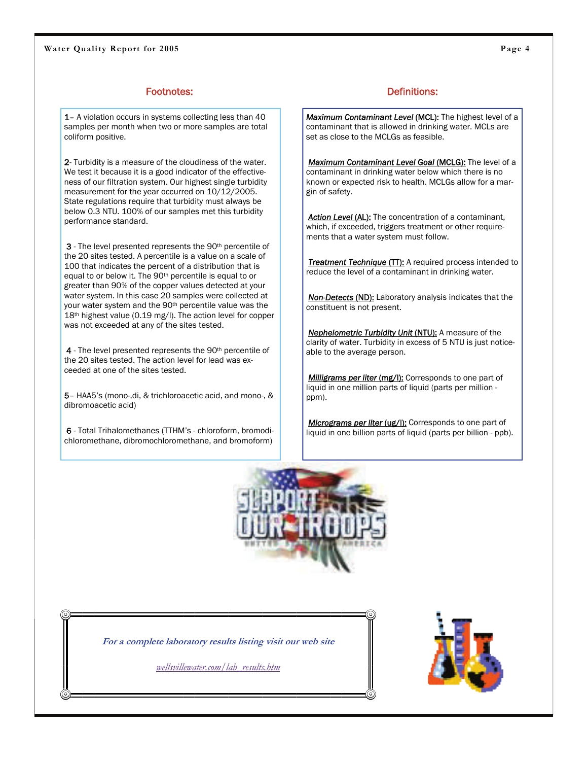## Footnotes:

**1–** A violation occurs in systems collecting less than 40 samples per month when two or more samples are total coliform positive.

**2**- Turbidity is a measure of the cloudiness of the water. We test it because it is a good indicator of the effectiveness of our filtration system. Our highest single turbidity measurement for the year occurred on 10/12/2005. State regulations require that turbidity must always be below 0.3 NTU. 100% of our samples met this turbidity performance standard.

**3** - The level presented represents the 90th percentile of the 20 sites tested. A percentile is a value on a scale of 100 that indicates the percent of a distribution that is equal to or below it. The 90th percentile is equal to or greater than 90% of the copper values detected at your water system. In this case 20 samples were collected at your water system and the 90th percentile value was the 18th highest value (0.19 mg/l). The action level for copper was not exceeded at any of the sites tested.

**4** - The level presented represents the 90th percentile of the 20 sites tested. The action level for lead was exceeded at one of the sites tested.

**5**– HAA5's (mono-,di, & trichloroacetic acid, and mono-, & dibromoacetic acid)

**6** - Total Trihalomethanes (TTHM's - chloroform, bromodichloromethane, dibromochloromethane, and bromoform)

## Definitions:

***Maximum Contaminant Level* (MCL):** The highest level of a contaminant that is allowed in drinking water. MCLs are set as close to the MCLGs as feasible.

***Maximum Contaminant Level Goal* (MCLG):** The level of a contaminant in drinking water below which there is no known or expected risk to health. MCLGs allow for a margin of safety.

***Action Level* (AL):** The concentration of a contaminant, which, if exceeded, triggers treatment or other requirements that a water system must follow.

***Treatment Technique* (TT):** A required process intended to reduce the level of a contaminant in drinking water.

***Non-Detects* (ND):** Laboratory analysis indicates that the constituent is not present.

***Nephelometric Turbidity Unit* (NTU):** A measure of the clarity of water. Turbidity in excess of 5 NTU is just noticeable to the average person.

***Milligrams per liter* (mg/l):** Corresponds to one part of liquid in one million parts of liquid (parts per million - ppm).

***Micrograms per liter* (ug/l):** Corresponds to one part of liquid in one billion parts of liquid (parts per billion - ppb).

SUPPORT OUR TROOPS

*For a complete laboratory results listing visit our web site*

*wellsvillewater.com/lab_results.htm*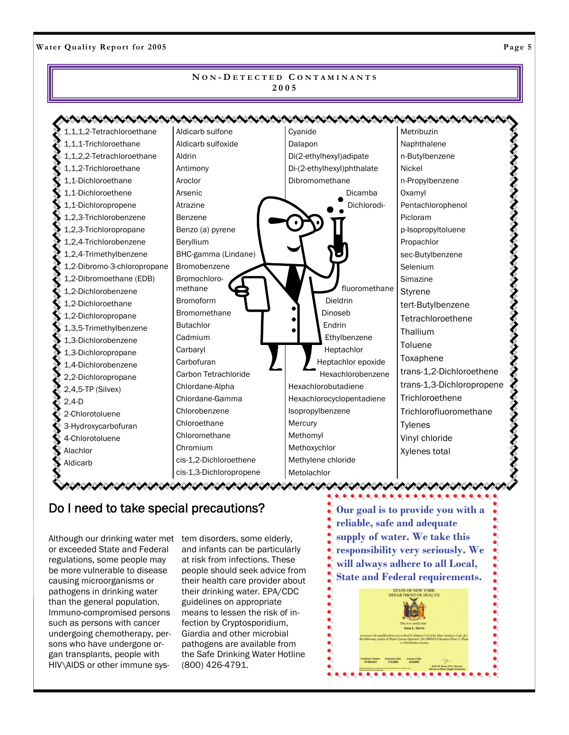## Non-Detected Contaminants 2005

| | | | |
|---|---|---|---|
| 1,1,1,2-Tetrachloroethane | Aldicarb sulfone | Cyanide | Metribuzin |
| 1,1,1-Trichloroethane | Aldicarb sulfoxide | Dalapon | Naphthalene |
| 1,1,2,2-Tetrachloroethane | Aldrin | Di(2-ethylhexyl)adipate | n-Butylbenzene |
| 1,1,2-Trichloroethane | Antimony | Di-(2-ethylhexyl)phthalate | Nickel |
| 1,1-Dichloroethane | Aroclor | Dibromomethane | n-Propylbenzene |
| 1,1-Dichloroethene | Arsenic | Dicamba | Oxamyl |
| 1,1-Dichloropropene | Atrazine | Dichlorodifluoromethane | Pentachlorophenol |
| 1,2,3-Trichlorobenzene | Benzene | Dieldrin | Picloram |
| 1,2,3-Trichloropropane | Benzo (a) pyrene | Dinoseb | p-Isopropyltoluene |
| 1,2,4-Trichlorobenzene | Beryllium | Endrin | Propachlor |
| 1,2,4-Trimethylbenzene | BHC-gamma (Lindane) | Ethylbenzene | sec-Butylbenzene |
| 1,2-Dibromo-3-chloropropane | Bromobenzene | Heptachlor | Selenium |
| 1,2-Dibromoethane (EDB) | Bromochloromethane | Heptachlor epoxide | Simazine |
| 1,2-Dichlorobenzene | Bromoform | Hexachlorobenzene | Styrene |
| 1,2-Dichloroethane | Bromomethane | Hexachlorobutadiene | tert-Butylbenzene |
| 1,2-Dichloropropane | Butachlor | Hexachlorocyclopentadiene | Tetrachloroethene |
| 1,3,5-Trimethylbenzene | Cadmium | Isopropylbenzene | Thallium |
| 1,3-Dichlorobenzene | Carbaryl | Mercury | Toluene |
| 1,3-Dichloropropane | Carbofuran | Methomyl | Toxaphene |
| 1,4-Dichlorobenzene | Carbon Tetrachloride | Methoxychlor | trans-1,2-Dichloroethene |
| 2,2-Dichloropropane | Chlordane-Alpha | Methylene chloride | trans-1,3-Dichloropropene |
| 2,4,5-TP (Silvex) | Chlordane-Gamma | Metolachlor | Trichloroethene |
| 2,4-D | Chlorobenzene | | Trichlorofluoromethane |
| 2-Chlorotoluene | Chloroethane | | Tylenes |
| 3-Hydroxycarbofuran | Chloromethane | | Vinyl chloride |
| 4-Chlorotoluene | Chromium | | Xylenes total |
| Alachlor | cis-1,2-Dichloroethene | | |
| Aldicarb | cis-1,3-Dichloropropene | | |

## Do I need to take special precautions?

Although our drinking water met or exceeded State and Federal regulations, some people may be more vulnerable to disease causing microorganisms or pathogens in drinking water than the general population. Immuno-compromised persons such as persons with cancer undergoing chemotherapy, persons who have undergone organ transplants, people with HIV\AIDS or other immune system disorders, some elderly, and infants can be particularly at risk from infections. These people should seek advice from their health care provider about their drinking water. EPA/CDC guidelines on appropriate means to lessen the risk of infection by Cryptosporidium, Giardia and other microbial pathogens are available from the Safe Drinking Water Hotline (800) 426-4791.

**Our goal is to provide you with a reliable, safe and adequate supply of water. We take this responsibility very seriously. We will always adhere to all Local, State and Federal requirements.**

STATE OF NEW YORK
DEPARTMENT OF HEALTH

This is to certify that:
Dana L. Harris

possesses the qualifications prescribed by Subpart 5-4 of the State Sanitary Code, for the following grades of Water System Operator: IIA-SWGIII Filtration Plant, C-Plant or Distribution System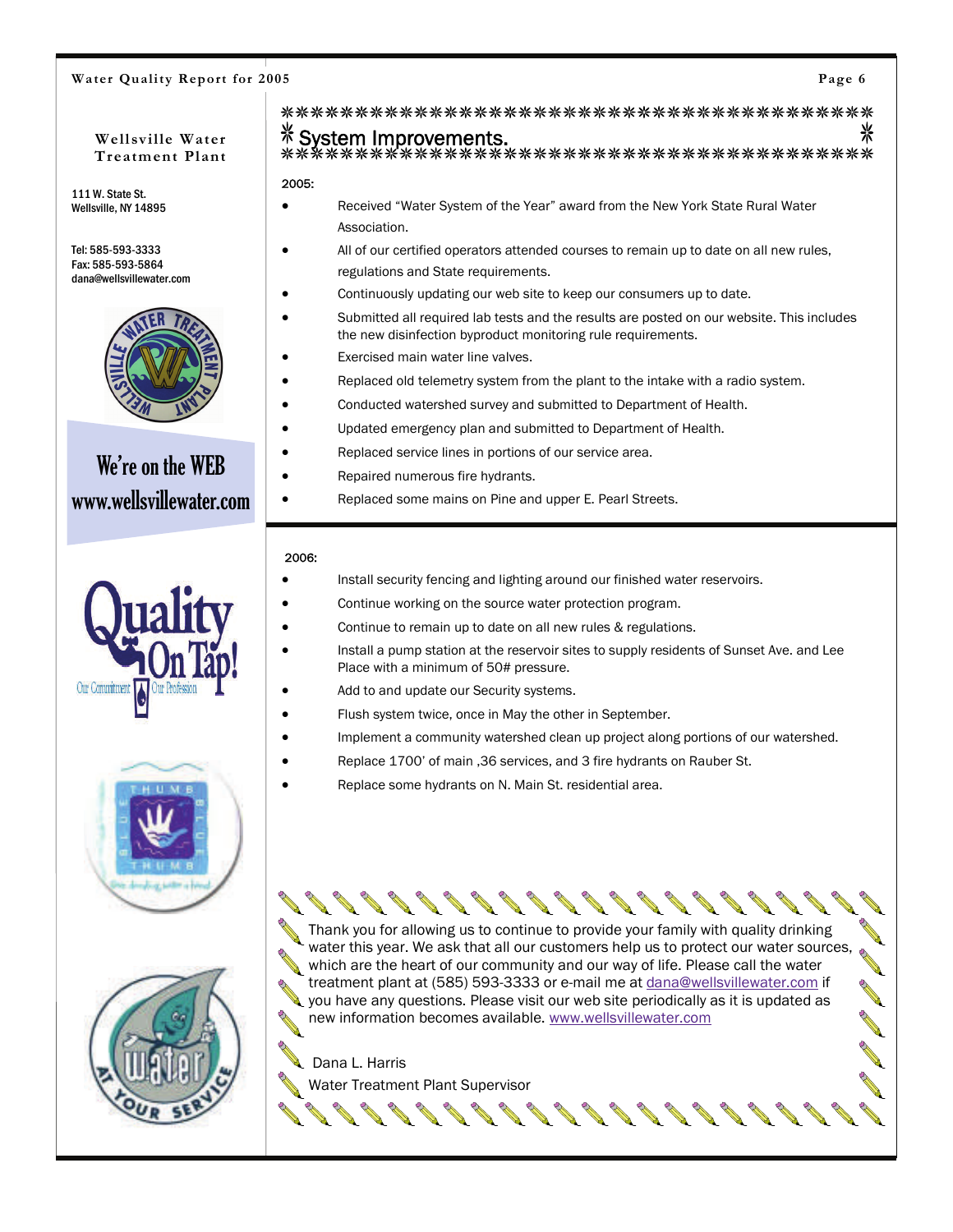**Wellsville Water Treatment Plant**

111 W. State St.
Wellsville, NY 14895

Tel: 585-593-3333
Fax: 585-593-5864
dana@wellsvillewater.com

We're on the WEB
www.wellsvillewater.com

## System Improvements.

2005:

- Received "Water System of the Year" award from the New York State Rural Water Association.
- All of our certified operators attended courses to remain up to date on all new rules, regulations and State requirements.
- Continuously updating our web site to keep our consumers up to date.
- Submitted all required lab tests and the results are posted on our website. This includes the new disinfection byproduct monitoring rule requirements.
- Exercised main water line valves.
- Replaced old telemetry system from the plant to the intake with a radio system.
- Conducted watershed survey and submitted to Department of Health.
- Updated emergency plan and submitted to Department of Health.
- Replaced service lines in portions of our service area.
- Repaired numerous fire hydrants.
- Replaced some mains on Pine and upper E. Pearl Streets.

2006:

- Install security fencing and lighting around our finished water reservoirs.
- Continue working on the source water protection program.
- Continue to remain up to date on all new rules & regulations.
- Install a pump station at the reservoir sites to supply residents of Sunset Ave. and Lee Place with a minimum of 50# pressure.
- Add to and update our Security systems.
- Flush system twice, once in May the other in September.
- Implement a community watershed clean up project along portions of our watershed.
- Replace 1700' of main ,36 services, and 3 fire hydrants on Rauber St.
- Replace some hydrants on N. Main St. residential area.

Thank you for allowing us to continue to provide your family with quality drinking water this year. We ask that all our customers help us to protect our water sources, which are the heart of our community and our way of life. Please call the water treatment plant at (585) 593-3333 or e-mail me at dana@wellsvillewater.com if you have any questions. Please visit our web site periodically as it is updated as new information becomes available. www.wellsvillewater.com

Dana L. Harris
Water Treatment Plant Supervisor